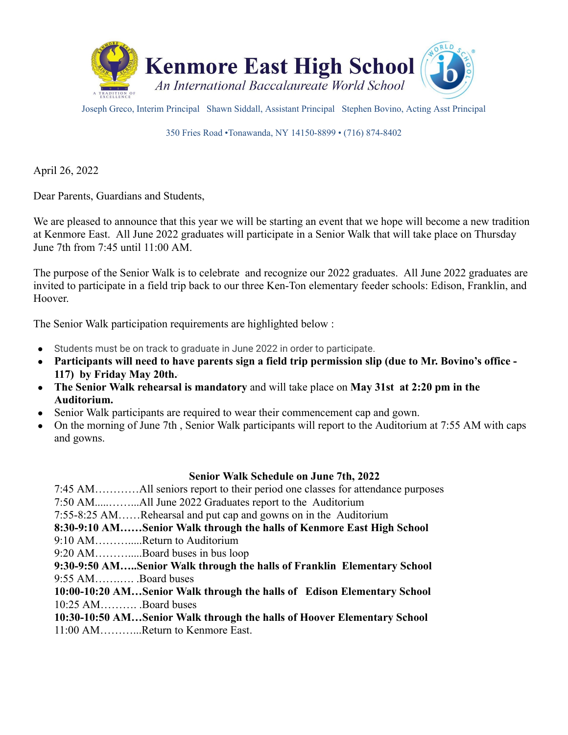# Kenmore East High School

*An International Baccalaureate World School*

Joseph Greco, Interim Principal   Shawn Siddall, Assistant Principal   Stephen Bovino, Acting Asst Principal

350 Fries Road •Tonawanda, NY 14150-8899 • (716) 874-8402

April 26, 2022

Dear Parents, Guardians and Students,

We are pleased to announce that this year we will be starting an event that we hope will become a new tradition at Kenmore East. All June 2022 graduates will participate in a Senior Walk that will take place on Thursday June 7th from 7:45 until 11:00 AM.

The purpose of the Senior Walk is to celebrate and recognize our 2022 graduates. All June 2022 graduates are invited to participate in a field trip back to our three Ken-Ton elementary feeder schools: Edison, Franklin, and Hoover.

The Senior Walk participation requirements are highlighted below :

- Students must be on track to graduate in June 2022 in order to participate.
- **Participants will need to have parents sign a field trip permission slip (due to Mr. Bovino's office - 117) by Friday May 20th.**
- **The Senior Walk rehearsal is mandatory** and will take place on **May 31st at 2:20 pm in the Auditorium.**
- Senior Walk participants are required to wear their commencement cap and gown.
- On the morning of June 7th , Senior Walk participants will report to the Auditorium at 7:55 AM with caps and gowns.

**Senior Walk Schedule on June 7th, 2022**

7:45 AM…………All seniors report to their period one classes for attendance purposes
7:50 AM.....……...All June 2022 Graduates report to the Auditorium
7:55-8:25 AM……Rehearsal and put cap and gowns on in the Auditorium
**8:30-9:10 AM……Senior Walk through the halls of Kenmore East High School**
9:10 AM……….....Return to Auditorium
9:20 AM……….....Board buses in bus loop
**9:30-9:50 AM…..Senior Walk through the halls of Franklin Elementary School**
9:55 AM……..… .Board buses
**10:00-10:20 AM…Senior Walk through the halls of Edison Elementary School**
10:25 AM………. .Board buses
**10:30-10:50 AM…Senior Walk through the halls of Hoover Elementary School**
11:00 AM………...Return to Kenmore East.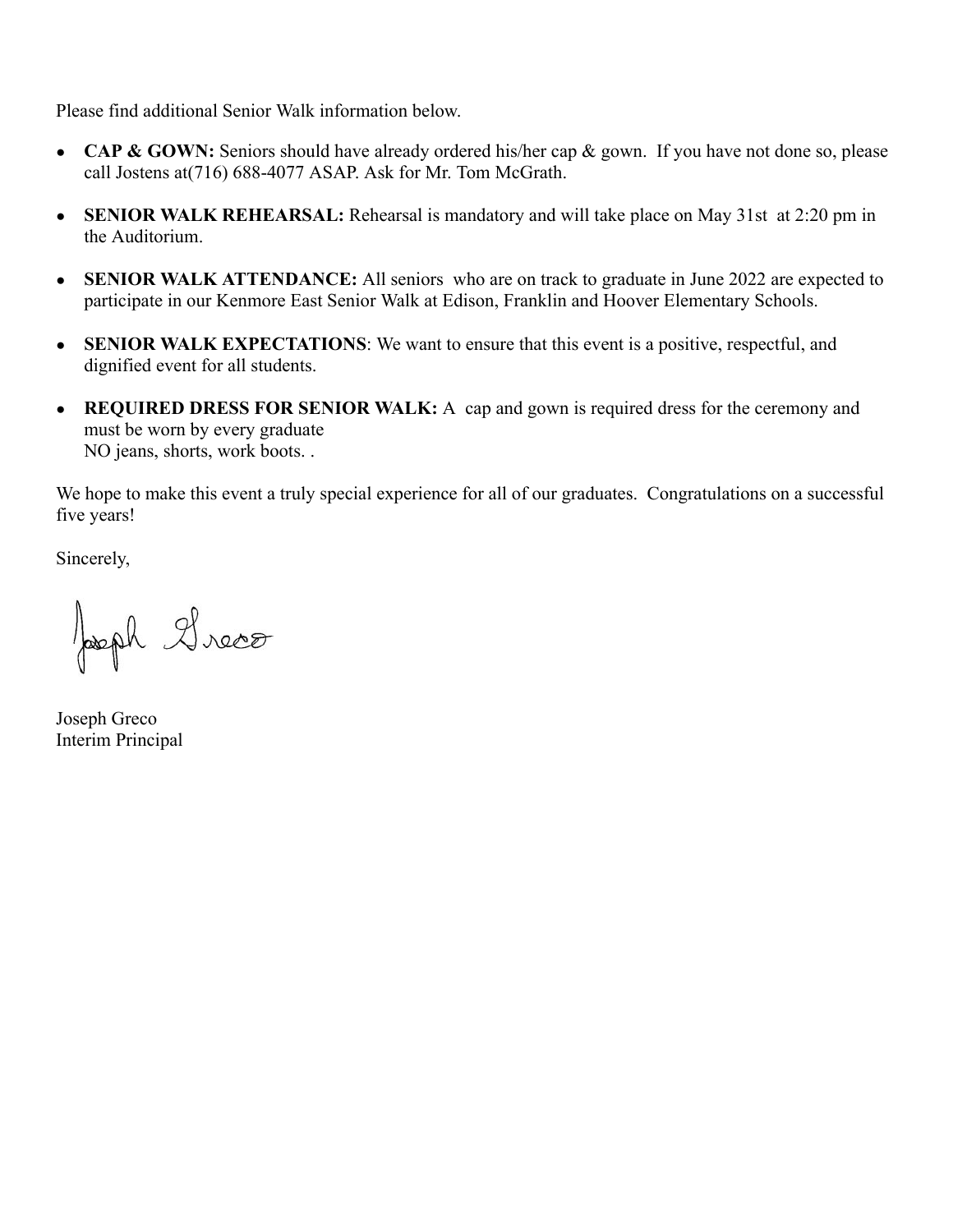Please find additional Senior Walk information below.

- **CAP & GOWN:** Seniors should have already ordered his/her cap & gown. If you have not done so, please call Jostens at(716) 688-4077 ASAP. Ask for Mr. Tom McGrath.
- **SENIOR WALK REHEARSAL:** Rehearsal is mandatory and will take place on May 31st at 2:20 pm in the Auditorium.
- **SENIOR WALK ATTENDANCE:** All seniors who are on track to graduate in June 2022 are expected to participate in our Kenmore East Senior Walk at Edison, Franklin and Hoover Elementary Schools.
- **SENIOR WALK EXPECTATIONS**: We want to ensure that this event is a positive, respectful, and dignified event for all students.
- **REQUIRED DRESS FOR SENIOR WALK:** A cap and gown is required dress for the ceremony and must be worn by every graduate
  NO jeans, shorts, work boots. .

We hope to make this event a truly special experience for all of our graduates. Congratulations on a successful five years!

Sincerely,

Joseph Greco
Interim Principal